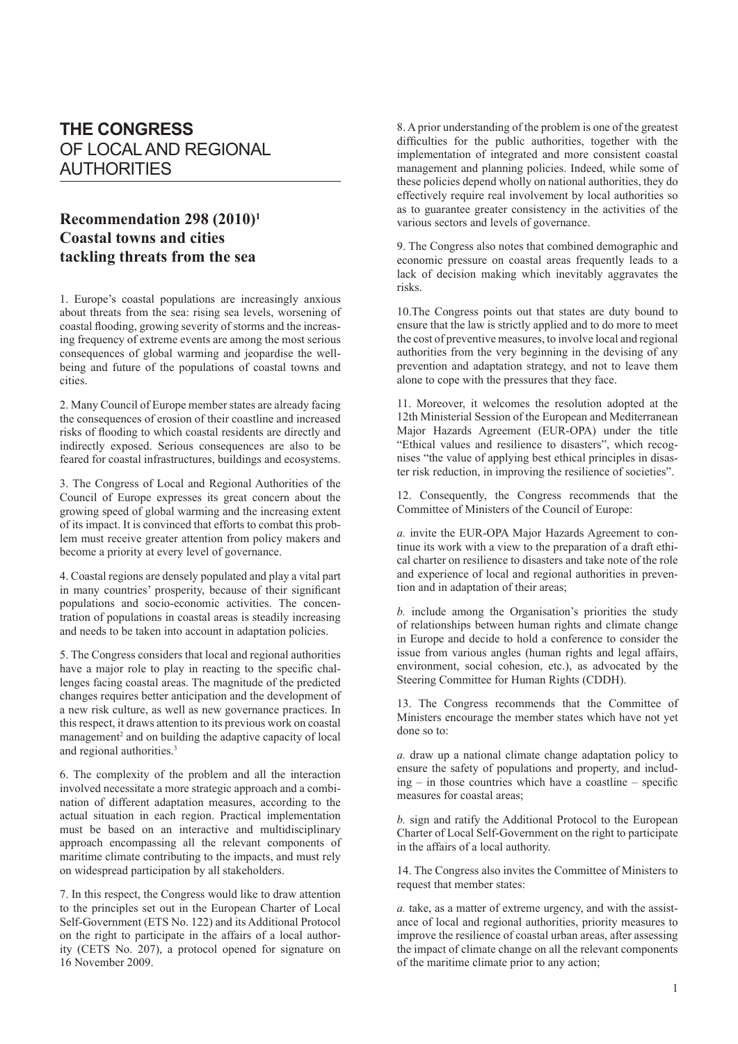# THE CONGRESS OF LOCAL AND REGIONAL AUTHORITIES

## Recommendation 298 (2010)[1] Coastal towns and cities tackling threats from the sea

1. Europe's coastal populations are increasingly anxious about threats from the sea: rising sea levels, worsening of coastal flooding, growing severity of storms and the increasing frequency of extreme events are among the most serious consequences of global warming and jeopardise the well-being and future of the populations of coastal towns and cities.

2. Many Council of Europe member states are already facing the consequences of erosion of their coastline and increased risks of flooding to which coastal residents are directly and indirectly exposed. Serious consequences are also to be feared for coastal infrastructures, buildings and ecosystems.

3. The Congress of Local and Regional Authorities of the Council of Europe expresses its great concern about the growing speed of global warming and the increasing extent of its impact. It is convinced that efforts to combat this problem must receive greater attention from policy makers and become a priority at every level of governance.

4. Coastal regions are densely populated and play a vital part in many countries' prosperity, because of their significant populations and socio-economic activities. The concentration of populations in coastal areas is steadily increasing and needs to be taken into account in adaptation policies.

5. The Congress considers that local and regional authorities have a major role to play in reacting to the specific challenges facing coastal areas. The magnitude of the predicted changes requires better anticipation and the development of a new risk culture, as well as new governance practices. In this respect, it draws attention to its previous work on coastal management[2] and on building the adaptive capacity of local and regional authorities.[3]

6. The complexity of the problem and all the interaction involved necessitate a more strategic approach and a combination of different adaptation measures, according to the actual situation in each region. Practical implementation must be based on an interactive and multidisciplinary approach encompassing all the relevant components of maritime climate contributing to the impacts, and must rely on widespread participation by all stakeholders.

7. In this respect, the Congress would like to draw attention to the principles set out in the European Charter of Local Self-Government (ETS No. 122) and its Additional Protocol on the right to participate in the affairs of a local authority (CETS No. 207), a protocol opened for signature on 16 November 2009.

8. A prior understanding of the problem is one of the greatest difficulties for the public authorities, together with the implementation of integrated and more consistent coastal management and planning policies. Indeed, while some of these policies depend wholly on national authorities, they do effectively require real involvement by local authorities so as to guarantee greater consistency in the activities of the various sectors and levels of governance.

9. The Congress also notes that combined demographic and economic pressure on coastal areas frequently leads to a lack of decision making which inevitably aggravates the risks.

10. The Congress points out that states are duty bound to ensure that the law is strictly applied and to do more to meet the cost of preventive measures, to involve local and regional authorities from the very beginning in the devising of any prevention and adaptation strategy, and not to leave them alone to cope with the pressures that they face.

11. Moreover, it welcomes the resolution adopted at the 12th Ministerial Session of the European and Mediterranean Major Hazards Agreement (EUR-OPA) under the title "Ethical values and resilience to disasters", which recognises "the value of applying best ethical principles in disaster risk reduction, in improving the resilience of societies".

12. Consequently, the Congress recommends that the Committee of Ministers of the Council of Europe:

*a.* invite the EUR-OPA Major Hazards Agreement to continue its work with a view to the preparation of a draft ethical charter on resilience to disasters and take note of the role and experience of local and regional authorities in prevention and in adaptation of their areas;

*b.* include among the Organisation's priorities the study of relationships between human rights and climate change in Europe and decide to hold a conference to consider the issue from various angles (human rights and legal affairs, environment, social cohesion, etc.), as advocated by the Steering Committee for Human Rights (CDDH).

13. The Congress recommends that the Committee of Ministers encourage the member states which have not yet done so to:

*a.* draw up a national climate change adaptation policy to ensure the safety of populations and property, and including – in those countries which have a coastline – specific measures for coastal areas;

*b.* sign and ratify the Additional Protocol to the European Charter of Local Self-Government on the right to participate in the affairs of a local authority.

14. The Congress also invites the Committee of Ministers to request that member states:

*a.* take, as a matter of extreme urgency, and with the assistance of local and regional authorities, priority measures to improve the resilience of coastal urban areas, after assessing the impact of climate change on all the relevant components of the maritime climate prior to any action;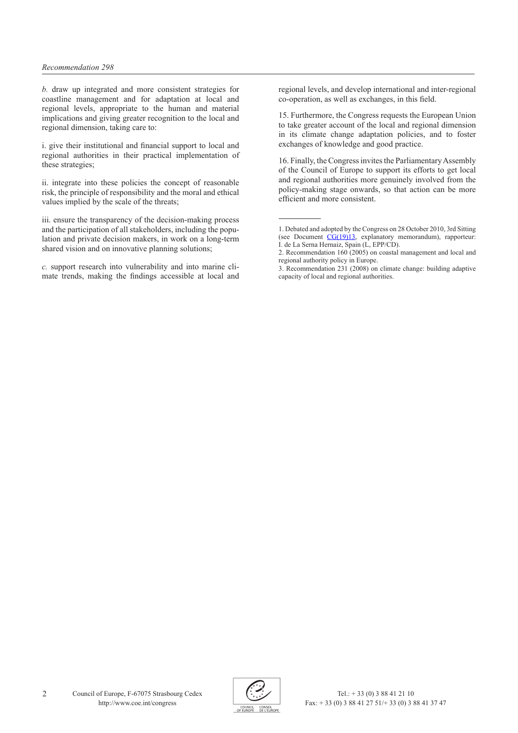*b.* draw up integrated and more consistent strategies for coastline management and for adaptation at local and regional levels, appropriate to the human and material implications and giving greater recognition to the local and regional dimension, taking care to:

i. give their institutional and financial support to local and regional authorities in their practical implementation of these strategies;

ii. integrate into these policies the concept of reasonable risk, the principle of responsibility and the moral and ethical values implied by the scale of the threats;

iii. ensure the transparency of the decision-making process and the participation of all stakeholders, including the population and private decision makers, in work on a long-term shared vision and on innovative planning solutions;

*c.* support research into vulnerability and into marine climate trends, making the findings accessible at local and regional levels, and develop international and inter-regional co-operation, as well as exchanges, in this field.

15. Furthermore, the Congress requests the European Union to take greater account of the local and regional dimension in its climate change adaptation policies, and to foster exchanges of knowledge and good practice.

16. Finally, the Congress invites the Parliamentary Assembly of the Council of Europe to support its efforts to get local and regional authorities more genuinely involved from the policy-making stage onwards, so that action can be more efficient and more consistent.

---

1. Debated and adopted by the Congress on 28 October 2010, 3rd Sitting (see Document CG(19)13, explanatory memorandum), rapporteur: I. de La Serna Hernaiz, Spain (L, EPP/CD).
2. Recommendation 160 (2005) on coastal management and local and regional authority policy in Europe.
3. Recommendation 231 (2008) on climate change: building adaptive capacity of local and regional authorities.